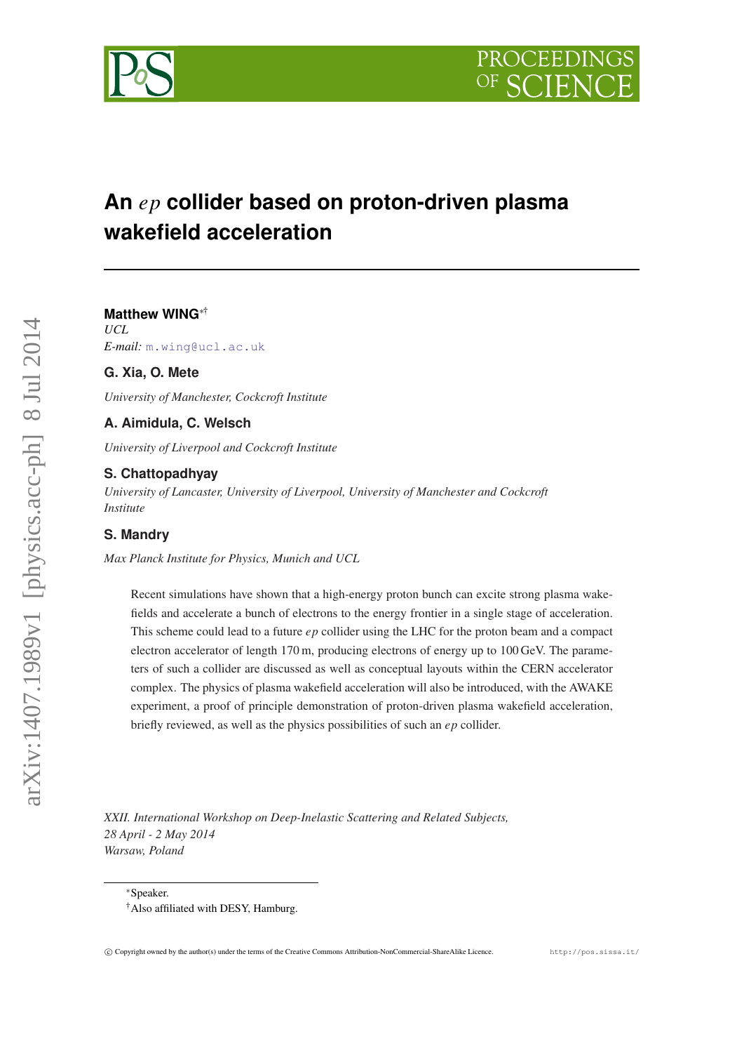# An $ep$ collider based on proton-driven plasma wakefield acceleration

**Matthew WING**[∗†]
*UCL*
*E-mail:* m.wing@ucl.ac.uk

**G. Xia, O. Mete**

*University of Manchester, Cockcroft Institute*

**A. Aimidula, C. Welsch**

*University of Liverpool and Cockcroft Institute*

**S. Chattopadhyay**

*University of Lancaster, University of Liverpool, University of Manchester and Cockcroft Institute*

**S. Mandry**

*Max Planck Institute for Physics, Munich and UCL*

Recent simulations have shown that a high-energy proton bunch can excite strong plasma wakefields and accelerate a bunch of electrons to the energy frontier in a single stage of acceleration. This scheme could lead to a future *ep* collider using the LHC for the proton beam and a compact electron accelerator of length 170 m, producing electrons of energy up to 100 GeV. The parameters of such a collider are discussed as well as conceptual layouts within the CERN accelerator complex. The physics of plasma wakefield acceleration will also be introduced, with the AWAKE experiment, a proof of principle demonstration of proton-driven plasma wakefield acceleration, briefly reviewed, as well as the physics possibilities of such an *ep* collider.

*XXII. International Workshop on Deep-Inelastic Scattering and Related Subjects,*
*28 April - 2 May 2014*
*Warsaw, Poland*

[∗]Speaker.
[†]Also affiliated with DESY, Hamburg.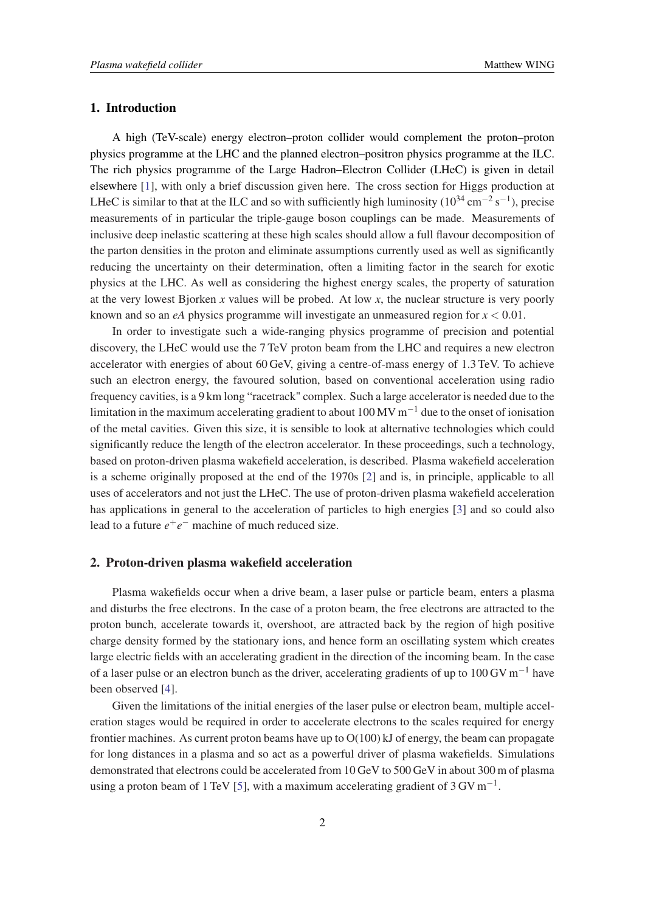## 1. Introduction

A high (TeV-scale) energy electron–proton collider would complement the proton–proton physics programme at the LHC and the planned electron–positron physics programme at the ILC. The rich physics programme of the Large Hadron–Electron Collider (LHeC) is given in detail elsewhere [1], with only a brief discussion given here. The cross section for Higgs production at LHeC is similar to that at the ILC and so with sufficiently high luminosity ($10^{34}\,\mathrm{cm}^{-2}\,\mathrm{s}^{-1}$), precise measurements of in particular the triple-gauge boson couplings can be made. Measurements of inclusive deep inelastic scattering at these high scales should allow a full flavour decomposition of the parton densities in the proton and eliminate assumptions currently used as well as significantly reducing the uncertainty on their determination, often a limiting factor in the search for exotic physics at the LHC. As well as considering the highest energy scales, the property of saturation at the very lowest Bjorken $x$ values will be probed. At low $x$, the nuclear structure is very poorly known and so an *eA* physics programme will investigate an unmeasured region for $x < 0.01$.

In order to investigate such a wide-ranging physics programme of precision and potential discovery, the LHeC would use the 7 TeV proton beam from the LHC and requires a new electron accelerator with energies of about 60 GeV, giving a centre-of-mass energy of 1.3 TeV. To achieve such an electron energy, the favoured solution, based on conventional acceleration using radio frequency cavities, is a 9 km long "racetrack" complex. Such a large accelerator is needed due to the limitation in the maximum accelerating gradient to about $100\,\mathrm{MV\,m}^{-1}$ due to the onset of ionisation of the metal cavities. Given this size, it is sensible to look at alternative technologies which could significantly reduce the length of the electron accelerator. In these proceedings, such a technology, based on proton-driven plasma wakefield acceleration, is described. Plasma wakefield acceleration is a scheme originally proposed at the end of the 1970s [2] and is, in principle, applicable to all uses of accelerators and not just the LHeC. The use of proton-driven plasma wakefield acceleration has applications in general to the acceleration of particles to high energies [3] and so could also lead to a future $e^+e^-$ machine of much reduced size.

## 2. Proton-driven plasma wakefield acceleration

Plasma wakefields occur when a drive beam, a laser pulse or particle beam, enters a plasma and disturbs the free electrons. In the case of a proton beam, the free electrons are attracted to the proton bunch, accelerate towards it, overshoot, are attracted back by the region of high positive charge density formed by the stationary ions, and hence form an oscillating system which creates large electric fields with an accelerating gradient in the direction of the incoming beam. In the case of a laser pulse or an electron bunch as the driver, accelerating gradients of up to $100\,\mathrm{GV\,m}^{-1}$ have been observed [4].

Given the limitations of the initial energies of the laser pulse or electron beam, multiple acceleration stages would be required in order to accelerate electrons to the scales required for energy frontier machines. As current proton beams have up to O(100) kJ of energy, the beam can propagate for long distances in a plasma and so act as a powerful driver of plasma wakefields. Simulations demonstrated that electrons could be accelerated from 10 GeV to 500 GeV in about 300 m of plasma using a proton beam of 1 TeV [5], with a maximum accelerating gradient of $3\,\mathrm{GV\,m}^{-1}$.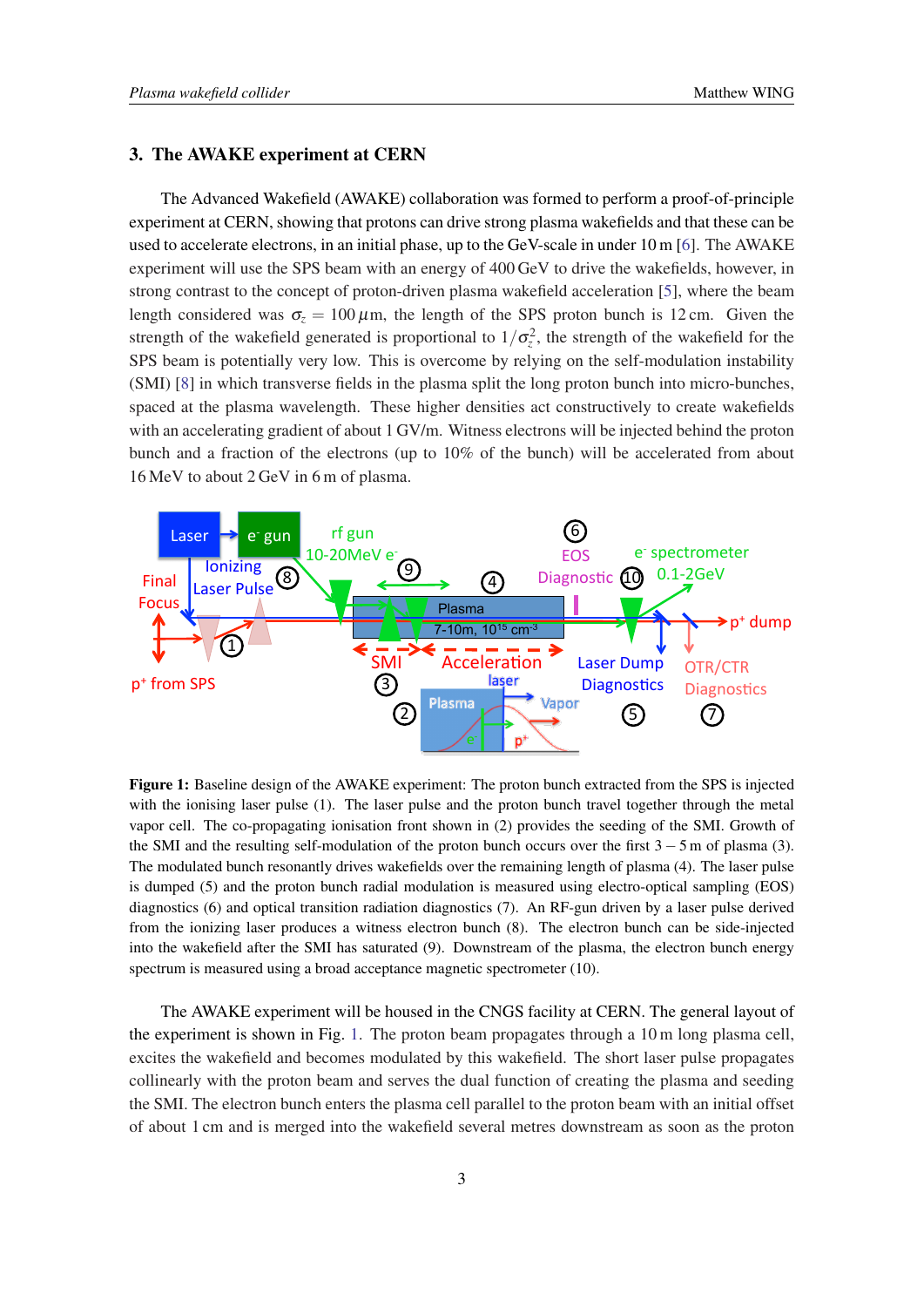## 3. The AWAKE experiment at CERN

The Advanced Wakefield (AWAKE) collaboration was formed to perform a proof-of-principle experiment at CERN, showing that protons can drive strong plasma wakefields and that these can be used to accelerate electrons, in an initial phase, up to the GeV-scale in under 10 m [6]. The AWAKE experiment will use the SPS beam with an energy of 400 GeV to drive the wakefields, however, in strong contrast to the concept of proton-driven plasma wakefield acceleration [5], where the beam length considered was $\sigma_z = 100\,\mu$m, the length of the SPS proton bunch is 12 cm. Given the strength of the wakefield generated is proportional to $1/\sigma_z^2$, the strength of the wakefield for the SPS beam is potentially very low. This is overcome by relying on the self-modulation instability (SMI) [8] in which transverse fields in the plasma split the long proton bunch into micro-bunches, spaced at the plasma wavelength. These higher densities act constructively to create wakefields with an accelerating gradient of about 1 GV/m. Witness electrons will be injected behind the proton bunch and a fraction of the electrons (up to 10% of the bunch) will be accelerated from about 16 MeV to about 2 GeV in 6 m of plasma.

**Figure 1:** Baseline design of the AWAKE experiment: The proton bunch extracted from the SPS is injected with the ionising laser pulse (1). The laser pulse and the proton bunch travel together through the metal vapor cell. The co-propagating ionisation front shown in (2) provides the seeding of the SMI. Growth of the SMI and the resulting self-modulation of the proton bunch occurs over the first $3-5$ m of plasma (3). The modulated bunch resonantly drives wakefields over the remaining length of plasma (4). The laser pulse is dumped (5) and the proton bunch radial modulation is measured using electro-optical sampling (EOS) diagnostics (6) and optical transition radiation diagnostics (7). An RF-gun driven by a laser pulse derived from the ionizing laser produces a witness electron bunch (8). The electron bunch can be side-injected into the wakefield after the SMI has saturated (9). Downstream of the plasma, the electron bunch energy spectrum is measured using a broad acceptance magnetic spectrometer (10).

The AWAKE experiment will be housed in the CNGS facility at CERN. The general layout of the experiment is shown in Fig. 1. The proton beam propagates through a 10 m long plasma cell, excites the wakefield and becomes modulated by this wakefield. The short laser pulse propagates collinearly with the proton beam and serves the dual function of creating the plasma and seeding the SMI. The electron bunch enters the plasma cell parallel to the proton beam with an initial offset of about 1 cm and is merged into the wakefield several metres downstream as soon as the proton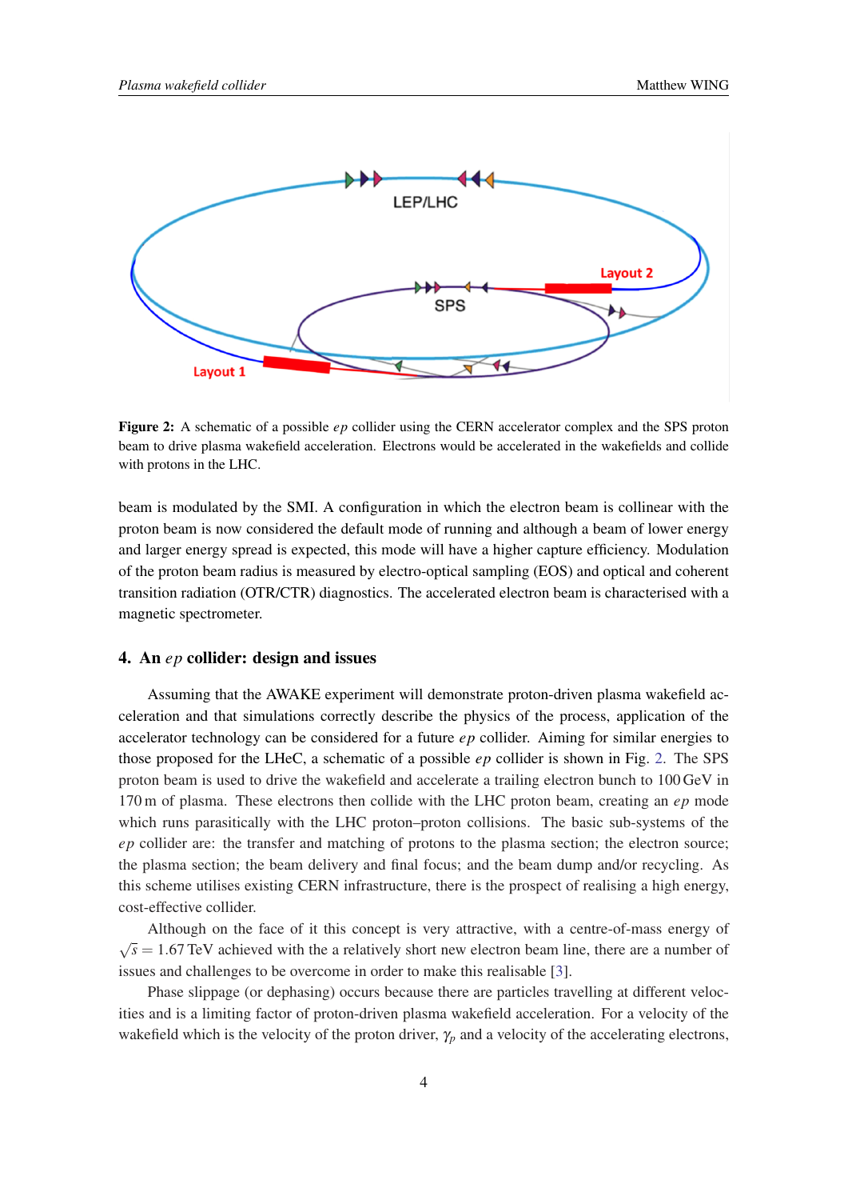**Figure 2:** A schematic of a possible *ep* collider using the CERN accelerator complex and the SPS proton beam to drive plasma wakefield acceleration. Electrons would be accelerated in the wakefields and collide with protons in the LHC.

beam is modulated by the SMI. A configuration in which the electron beam is collinear with the proton beam is now considered the default mode of running and although a beam of lower energy and larger energy spread is expected, this mode will have a higher capture efficiency. Modulation of the proton beam radius is measured by electro-optical sampling (EOS) and optical and coherent transition radiation (OTR/CTR) diagnostics. The accelerated electron beam is characterised with a magnetic spectrometer.

## 4. An *ep* collider: design and issues

Assuming that the AWAKE experiment will demonstrate proton-driven plasma wakefield acceleration and that simulations correctly describe the physics of the process, application of the accelerator technology can be considered for a future *ep* collider. Aiming for similar energies to those proposed for the LHeC, a schematic of a possible *ep* collider is shown in Fig. 2. The SPS proton beam is used to drive the wakefield and accelerate a trailing electron bunch to 100 GeV in 170 m of plasma. These electrons then collide with the LHC proton beam, creating an *ep* mode which runs parasitically with the LHC proton–proton collisions. The basic sub-systems of the *ep* collider are: the transfer and matching of protons to the plasma section; the electron source; the plasma section; the beam delivery and final focus; and the beam dump and/or recycling. As this scheme utilises existing CERN infrastructure, there is the prospect of realising a high energy, cost-effective collider.

Although on the face of it this concept is very attractive, with a centre-of-mass energy of $\sqrt{s} = 1.67$ TeV achieved with the a relatively short new electron beam line, there are a number of issues and challenges to be overcome in order to make this realisable [3].

Phase slippage (or dephasing) occurs because there are particles travelling at different velocities and is a limiting factor of proton-driven plasma wakefield acceleration. For a velocity of the wakefield which is the velocity of the proton driver, $\gamma_p$ and a velocity of the accelerating electrons,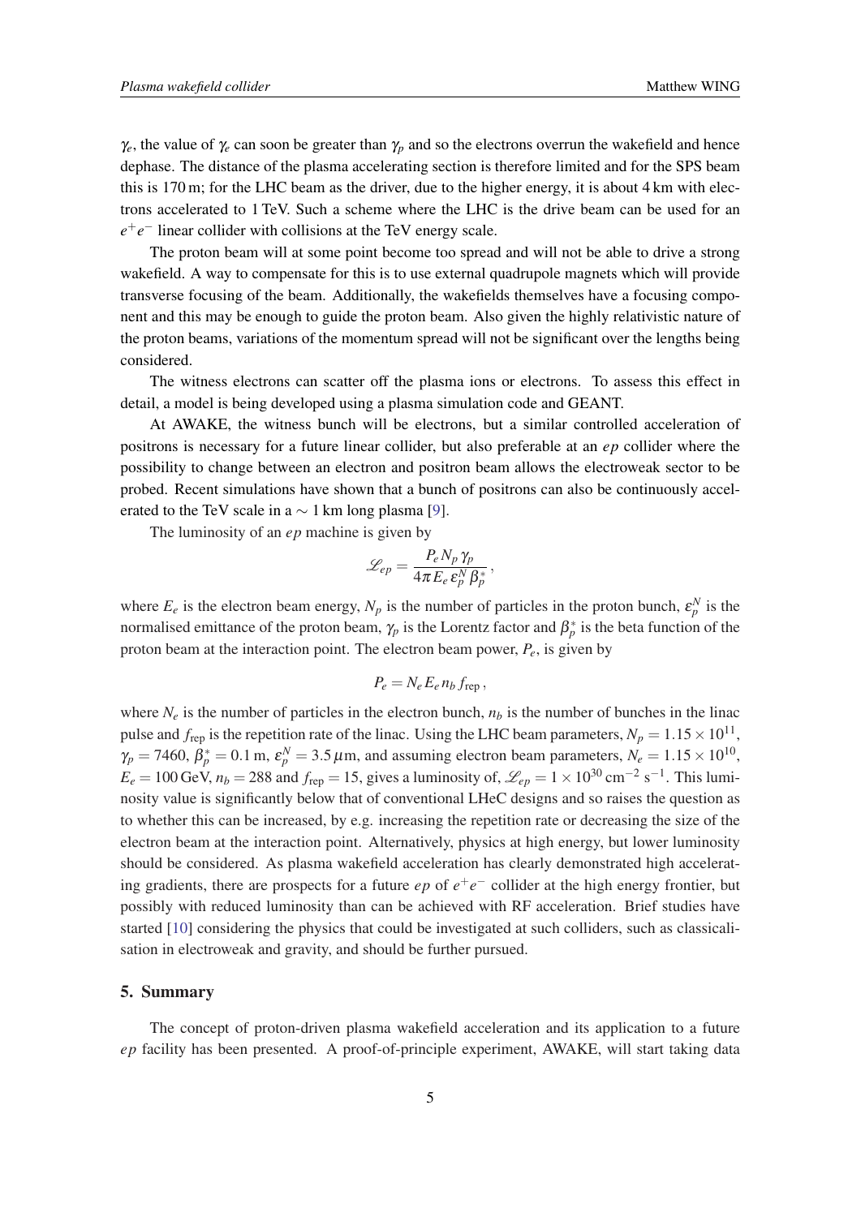$\gamma_e$, the value of $\gamma_e$ can soon be greater than $\gamma_p$ and so the electrons overrun the wakefield and hence dephase. The distance of the plasma accelerating section is therefore limited and for the SPS beam this is 170 m; for the LHC beam as the driver, due to the higher energy, it is about 4 km with electrons accelerated to 1 TeV. Such a scheme where the LHC is the drive beam can be used for an $e^+e^-$ linear collider with collisions at the TeV energy scale.

The proton beam will at some point become too spread and will not be able to drive a strong wakefield. A way to compensate for this is to use external quadrupole magnets which will provide transverse focusing of the beam. Additionally, the wakefields themselves have a focusing component and this may be enough to guide the proton beam. Also given the highly relativistic nature of the proton beams, variations of the momentum spread will not be significant over the lengths being considered.

The witness electrons can scatter off the plasma ions or electrons. To assess this effect in detail, a model is being developed using a plasma simulation code and GEANT.

At AWAKE, the witness bunch will be electrons, but a similar controlled acceleration of positrons is necessary for a future linear collider, but also preferable at an *ep* collider where the possibility to change between an electron and positron beam allows the electroweak sector to be probed. Recent simulations have shown that a bunch of positrons can also be continuously accelerated to the TeV scale in a $\sim 1$ km long plasma [9].

The luminosity of an *ep* machine is given by

$$\mathscr{L}_{ep} = \frac{P_e N_p \gamma_p}{4\pi E_e \varepsilon_p^N \beta_p^*},$$

where $E_e$ is the electron beam energy, $N_p$ is the number of particles in the proton bunch, $\varepsilon_p^N$ is the normalised emittance of the proton beam, $\gamma_p$ is the Lorentz factor and $\beta_p^*$ is the beta function of the proton beam at the interaction point. The electron beam power, $P_e$, is given by

$$P_e = N_e E_e n_b f_{\text{rep}},$$

where $N_e$ is the number of particles in the electron bunch, $n_b$ is the number of bunches in the linac pulse and $f_{\text{rep}}$ is the repetition rate of the linac. Using the LHC beam parameters, $N_p = 1.15 \times 10^{11}$, $\gamma_p = 7460$, $\beta_p^* = 0.1$ m, $\varepsilon_p^N = 3.5\,\mu$m, and assuming electron beam parameters, $N_e = 1.15 \times 10^{10}$, $E_e = 100$ GeV, $n_b = 288$ and $f_{\text{rep}} = 15$, gives a luminosity of, $\mathscr{L}_{ep} = 1 \times 10^{30}$ cm$^{-2}$ s$^{-1}$. This luminosity value is significantly below that of conventional LHeC designs and so raises the question as to whether this can be increased, by e.g. increasing the repetition rate or decreasing the size of the electron beam at the interaction point. Alternatively, physics at high energy, but lower luminosity should be considered. As plasma wakefield acceleration has clearly demonstrated high accelerating gradients, there are prospects for a future *ep* of $e^+e^-$ collider at the high energy frontier, but possibly with reduced luminosity than can be achieved with RF acceleration. Brief studies have started [10] considering the physics that could be investigated at such colliders, such as classicalisation in electroweak and gravity, and should be further pursued.

## 5. Summary

The concept of proton-driven plasma wakefield acceleration and its application to a future *ep* facility has been presented. A proof-of-principle experiment, AWAKE, will start taking data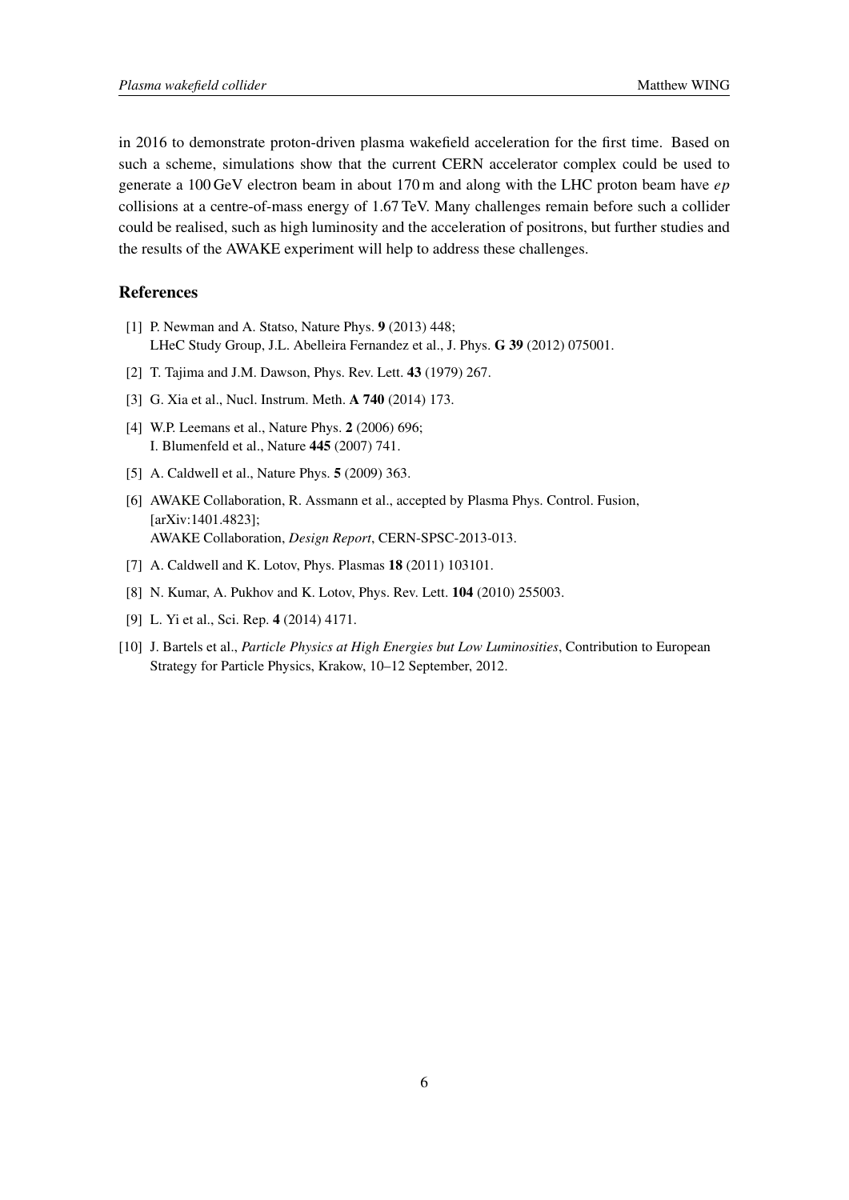in 2016 to demonstrate proton-driven plasma wakefield acceleration for the first time. Based on such a scheme, simulations show that the current CERN accelerator complex could be used to generate a 100 GeV electron beam in about 170 m and along with the LHC proton beam have *ep* collisions at a centre-of-mass energy of 1.67 TeV. Many challenges remain before such a collider could be realised, such as high luminosity and the acceleration of positrons, but further studies and the results of the AWAKE experiment will help to address these challenges.

## References

[1] P. Newman and A. Statso, Nature Phys. **9** (2013) 448;
LHeC Study Group, J.L. Abelleira Fernandez et al., J. Phys. **G 39** (2012) 075001.

[2] T. Tajima and J.M. Dawson, Phys. Rev. Lett. **43** (1979) 267.

[3] G. Xia et al., Nucl. Instrum. Meth. **A 740** (2014) 173.

[4] W.P. Leemans et al., Nature Phys. **2** (2006) 696;
I. Blumenfeld et al., Nature **445** (2007) 741.

[5] A. Caldwell et al., Nature Phys. **5** (2009) 363.

[6] AWAKE Collaboration, R. Assmann et al., accepted by Plasma Phys. Control. Fusion, [arXiv:1401.4823];
AWAKE Collaboration, *Design Report*, CERN-SPSC-2013-013.

[7] A. Caldwell and K. Lotov, Phys. Plasmas **18** (2011) 103101.

[8] N. Kumar, A. Pukhov and K. Lotov, Phys. Rev. Lett. **104** (2010) 255003.

[9] L. Yi et al., Sci. Rep. **4** (2014) 4171.

[10] J. Bartels et al., *Particle Physics at High Energies but Low Luminosities*, Contribution to European Strategy for Particle Physics, Krakow, 10–12 September, 2012.